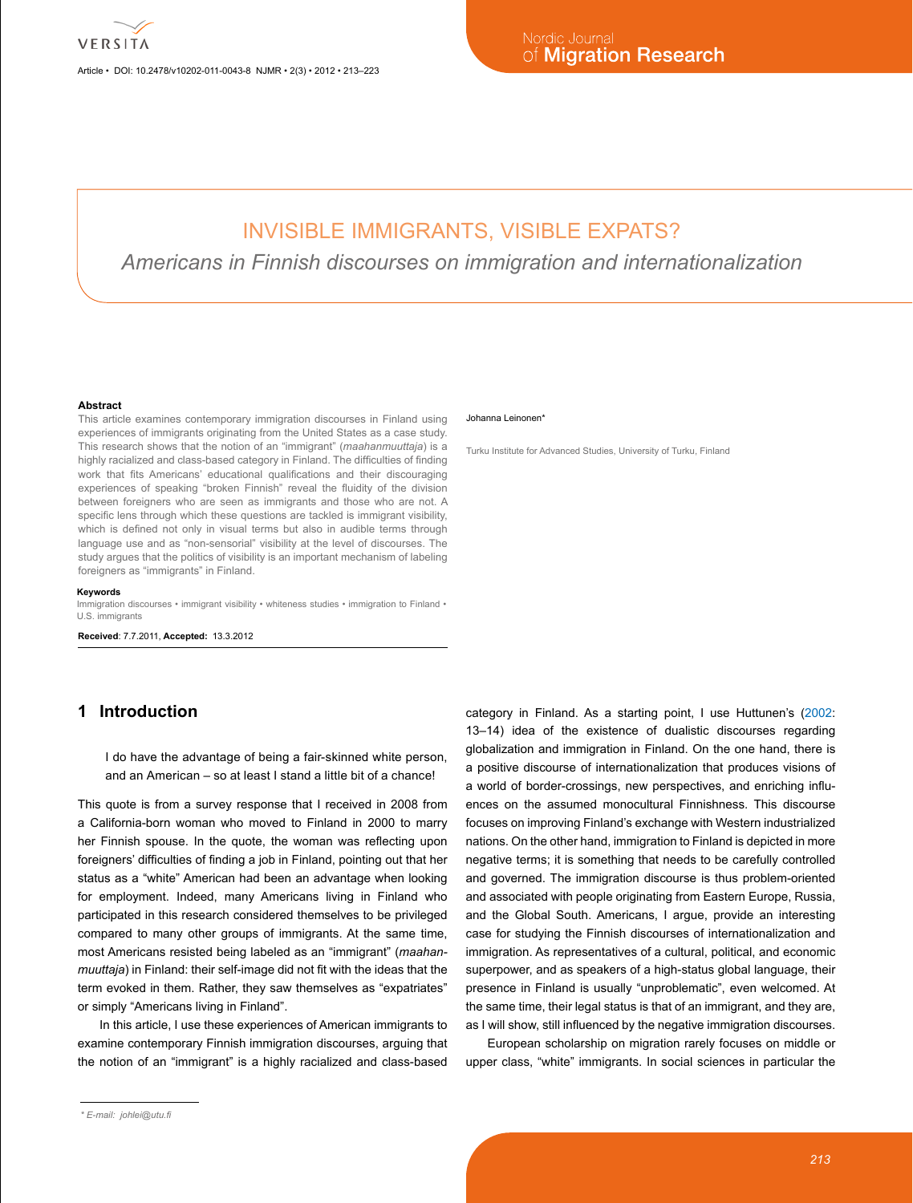# INVISIBLE IMMIGRANTS, VISIBLE EXPATS?

## *Americans in Finnish discourses on immigration and internationalization*

Johanna Leinonen*

Turku Institute for Advanced Studies, University of Turku, Finland

**Abstract**

This article examines contemporary immigration discourses in Finland using experiences of immigrants originating from the United States as a case study. This research shows that the notion of an "immigrant" (*maahanmuuttaja*) is a highly racialized and class-based category in Finland. The difficulties of finding work that fits Americans' educational qualifications and their discouraging experiences of speaking "broken Finnish" reveal the fluidity of the division between foreigners who are seen as immigrants and those who are not. A specific lens through which these questions are tackled is immigrant visibility, which is defined not only in visual terms but also in audible terms through language use and as "non-sensorial" visibility at the level of discourses. The study argues that the politics of visibility is an important mechanism of labeling foreigners as "immigrants" in Finland.

**Keywords**

Immigration discourses • immigrant visibility • whiteness studies • immigration to Finland • U.S. immigrants

**Received**: 7.7.2011, **Accepted:** 13.3.2012

## 1 Introduction

> I do have the advantage of being a fair-skinned white person, and an American – so at least I stand a little bit of a chance!

This quote is from a survey response that I received in 2008 from a California-born woman who moved to Finland in 2000 to marry her Finnish spouse. In the quote, the woman was reflecting upon foreigners' difficulties of finding a job in Finland, pointing out that her status as a "white" American had been an advantage when looking for employment. Indeed, many Americans living in Finland who participated in this research considered themselves to be privileged compared to many other groups of immigrants. At the same time, most Americans resisted being labeled as an "immigrant" (*maahanmuuttaja*) in Finland: their self-image did not fit with the ideas that the term evoked in them. Rather, they saw themselves as "expatriates" or simply "Americans living in Finland".

In this article, I use these experiences of American immigrants to examine contemporary Finnish immigration discourses, arguing that the notion of an "immigrant" is a highly racialized and class-based category in Finland. As a starting point, I use Huttunen's (2002: 13–14) idea of the existence of dualistic discourses regarding globalization and immigration in Finland. On the one hand, there is a positive discourse of internationalization that produces visions of a world of border-crossings, new perspectives, and enriching influences on the assumed monocultural Finnishness. This discourse focuses on improving Finland's exchange with Western industrialized nations. On the other hand, immigration to Finland is depicted in more negative terms; it is something that needs to be carefully controlled and governed. The immigration discourse is thus problem-oriented and associated with people originating from Eastern Europe, Russia, and the Global South. Americans, I argue, provide an interesting case for studying the Finnish discourses of internationalization and immigration. As representatives of a cultural, political, and economic superpower, and as speakers of a high-status global language, their presence in Finland is usually "unproblematic", even welcomed. At the same time, their legal status is that of an immigrant, and they are, as I will show, still influenced by the negative immigration discourses.

European scholarship on migration rarely focuses on middle or upper class, "white" immigrants. In social sciences in particular the

\* E-mail: johlei@utu.fi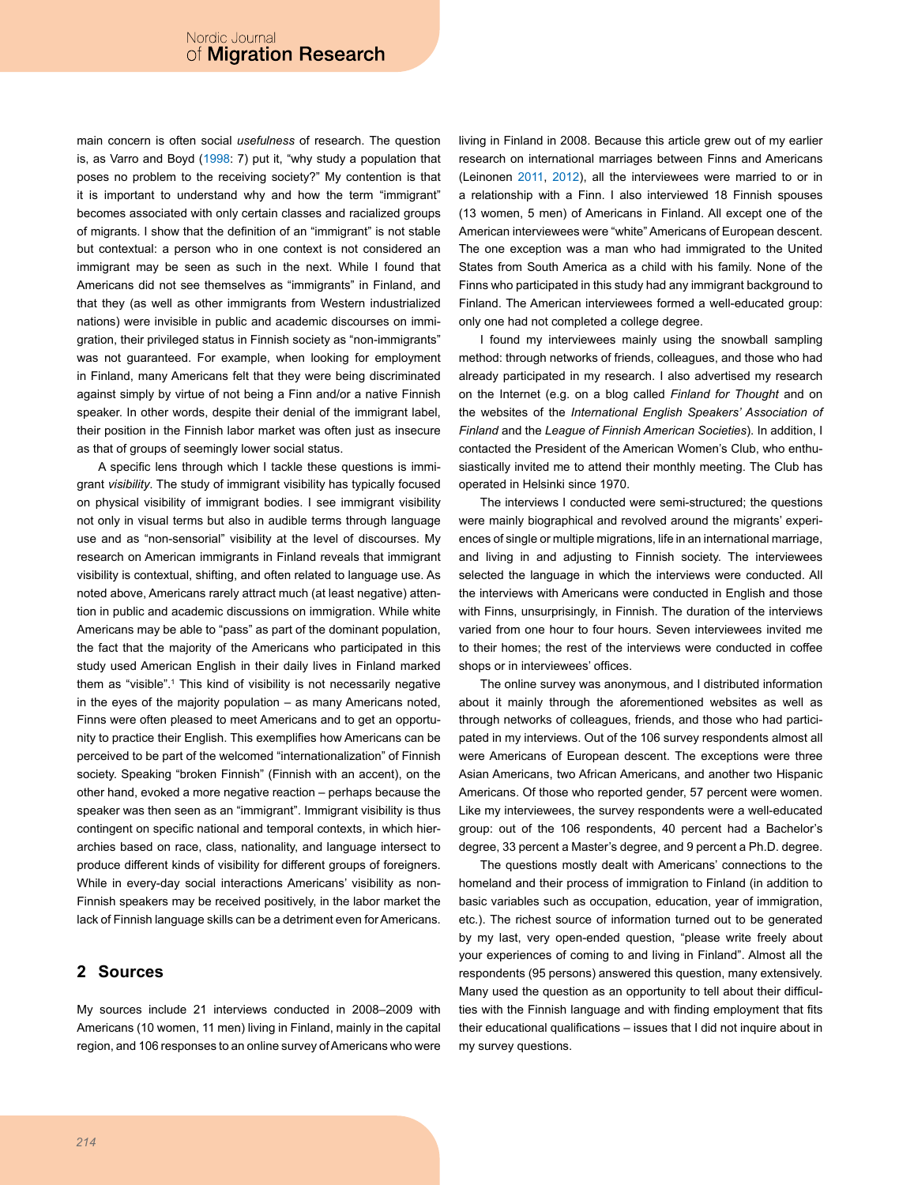main concern is often social *usefulness* of research. The question is, as Varro and Boyd (1998: 7) put it, "why study a population that poses no problem to the receiving society?" My contention is that it is important to understand why and how the term "immigrant" becomes associated with only certain classes and racialized groups of migrants. I show that the definition of an "immigrant" is not stable but contextual: a person who in one context is not considered an immigrant may be seen as such in the next. While I found that Americans did not see themselves as "immigrants" in Finland, and that they (as well as other immigrants from Western industrialized nations) were invisible in public and academic discourses on immigration, their privileged status in Finnish society as "non-immigrants" was not guaranteed. For example, when looking for employment in Finland, many Americans felt that they were being discriminated against simply by virtue of not being a Finn and/or a native Finnish speaker. In other words, despite their denial of the immigrant label, their position in the Finnish labor market was often just as insecure as that of groups of seemingly lower social status.

A specific lens through which I tackle these questions is immigrant *visibility*. The study of immigrant visibility has typically focused on physical visibility of immigrant bodies. I see immigrant visibility not only in visual terms but also in audible terms through language use and as "non-sensorial" visibility at the level of discourses. My research on American immigrants in Finland reveals that immigrant visibility is contextual, shifting, and often related to language use. As noted above, Americans rarely attract much (at least negative) attention in public and academic discussions on immigration. While white Americans may be able to "pass" as part of the dominant population, the fact that the majority of the Americans who participated in this study used American English in their daily lives in Finland marked them as "visible".[1] This kind of visibility is not necessarily negative in the eyes of the majority population – as many Americans noted, Finns were often pleased to meet Americans and to get an opportunity to practice their English. This exemplifies how Americans can be perceived to be part of the welcomed "internationalization" of Finnish society. Speaking "broken Finnish" (Finnish with an accent), on the other hand, evoked a more negative reaction – perhaps because the speaker was then seen as an "immigrant". Immigrant visibility is thus contingent on specific national and temporal contexts, in which hierarchies based on race, class, nationality, and language intersect to produce different kinds of visibility for different groups of foreigners. While in every-day social interactions Americans' visibility as non-Finnish speakers may be received positively, in the labor market the lack of Finnish language skills can be a detriment even for Americans.

## 2 Sources

My sources include 21 interviews conducted in 2008–2009 with Americans (10 women, 11 men) living in Finland, mainly in the capital region, and 106 responses to an online survey of Americans who were living in Finland in 2008. Because this article grew out of my earlier research on international marriages between Finns and Americans (Leinonen 2011, 2012), all the interviewees were married to or in a relationship with a Finn. I also interviewed 18 Finnish spouses (13 women, 5 men) of Americans in Finland. All except one of the American interviewees were "white" Americans of European descent. The one exception was a man who had immigrated to the United States from South America as a child with his family. None of the Finns who participated in this study had any immigrant background to Finland. The American interviewees formed a well-educated group: only one had not completed a college degree.

I found my interviewees mainly using the snowball sampling method: through networks of friends, colleagues, and those who had already participated in my research. I also advertised my research on the Internet (e.g. on a blog called *Finland for Thought* and on the websites of the *International English Speakers' Association of Finland* and the *League of Finnish American Societies*). In addition, I contacted the President of the American Women's Club, who enthusiastically invited me to attend their monthly meeting. The Club has operated in Helsinki since 1970.

The interviews I conducted were semi-structured; the questions were mainly biographical and revolved around the migrants' experiences of single or multiple migrations, life in an international marriage, and living in and adjusting to Finnish society. The interviewees selected the language in which the interviews were conducted. All the interviews with Americans were conducted in English and those with Finns, unsurprisingly, in Finnish. The duration of the interviews varied from one hour to four hours. Seven interviewees invited me to their homes; the rest of the interviews were conducted in coffee shops or in interviewees' offices.

The online survey was anonymous, and I distributed information about it mainly through the aforementioned websites as well as through networks of colleagues, friends, and those who had participated in my interviews. Out of the 106 survey respondents almost all were Americans of European descent. The exceptions were three Asian Americans, two African Americans, and another two Hispanic Americans. Of those who reported gender, 57 percent were women. Like my interviewees, the survey respondents were a well-educated group: out of the 106 respondents, 40 percent had a Bachelor's degree, 33 percent a Master's degree, and 9 percent a Ph.D. degree.

The questions mostly dealt with Americans' connections to the homeland and their process of immigration to Finland (in addition to basic variables such as occupation, education, year of immigration, etc.). The richest source of information turned out to be generated by my last, very open-ended question, "please write freely about your experiences of coming to and living in Finland". Almost all the respondents (95 persons) answered this question, many extensively. Many used the question as an opportunity to tell about their difficulties with the Finnish language and with finding employment that fits their educational qualifications – issues that I did not inquire about in my survey questions.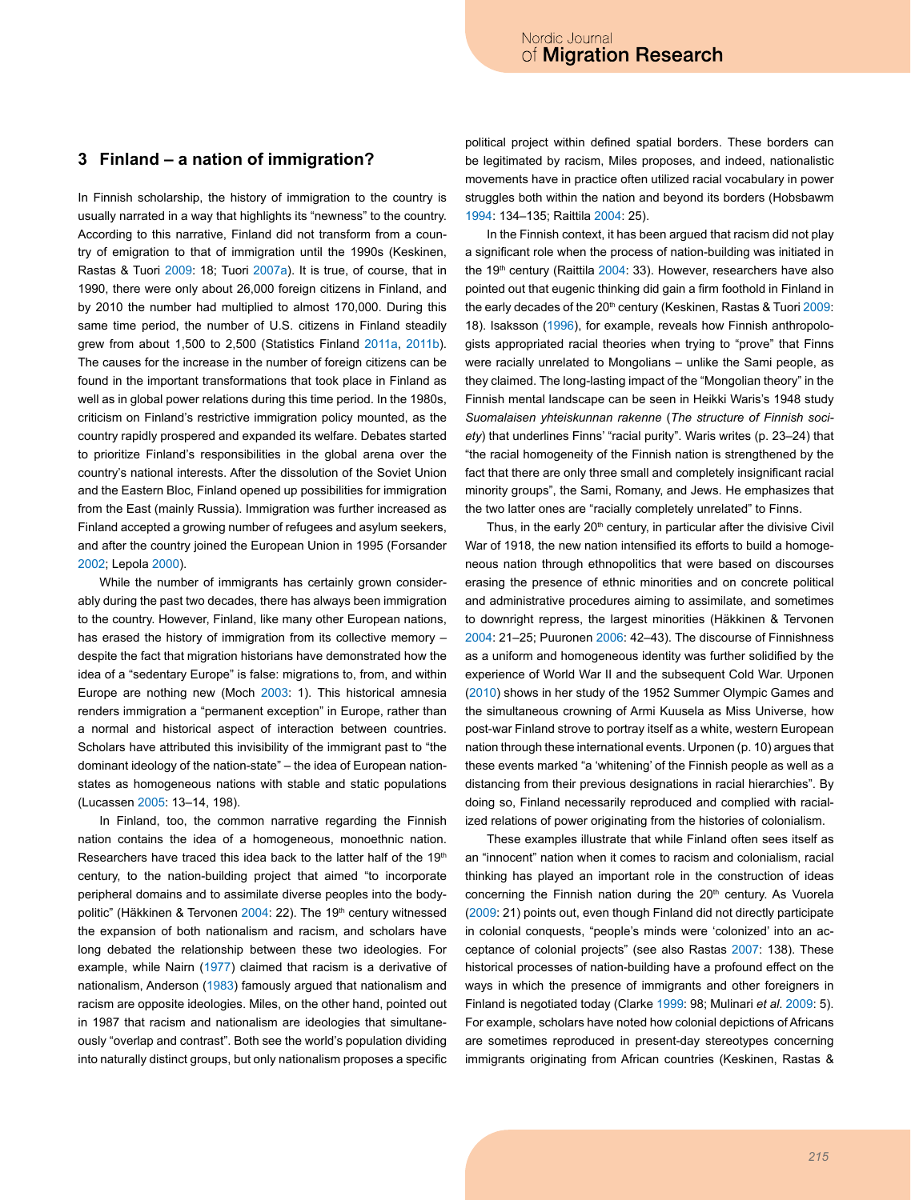## 3 Finland – a nation of immigration?

In Finnish scholarship, the history of immigration to the country is usually narrated in a way that highlights its "newness" to the country. According to this narrative, Finland did not transform from a country of emigration to that of immigration until the 1990s (Keskinen, Rastas & Tuori 2009: 18; Tuori 2007a). It is true, of course, that in 1990, there were only about 26,000 foreign citizens in Finland, and by 2010 the number had multiplied to almost 170,000. During this same time period, the number of U.S. citizens in Finland steadily grew from about 1,500 to 2,500 (Statistics Finland 2011a, 2011b). The causes for the increase in the number of foreign citizens can be found in the important transformations that took place in Finland as well as in global power relations during this time period. In the 1980s, criticism on Finland's restrictive immigration policy mounted, as the country rapidly prospered and expanded its welfare. Debates started to prioritize Finland's responsibilities in the global arena over the country's national interests. After the dissolution of the Soviet Union and the Eastern Bloc, Finland opened up possibilities for immigration from the East (mainly Russia). Immigration was further increased as Finland accepted a growing number of refugees and asylum seekers, and after the country joined the European Union in 1995 (Forsander 2002; Lepola 2000).

While the number of immigrants has certainly grown considerably during the past two decades, there has always been immigration to the country. However, Finland, like many other European nations, has erased the history of immigration from its collective memory – despite the fact that migration historians have demonstrated how the idea of a "sedentary Europe" is false: migrations to, from, and within Europe are nothing new (Moch 2003: 1). This historical amnesia renders immigration a "permanent exception" in Europe, rather than a normal and historical aspect of interaction between countries. Scholars have attributed this invisibility of the immigrant past to "the dominant ideology of the nation-state" – the idea of European nation-states as homogeneous nations with stable and static populations (Lucassen 2005: 13–14, 198).

In Finland, too, the common narrative regarding the Finnish nation contains the idea of a homogeneous, monoethnic nation. Researchers have traced this idea back to the latter half of the 19th century, to the nation-building project that aimed "to incorporate peripheral domains and to assimilate diverse peoples into the body-politic" (Häkkinen & Tervonen 2004: 22). The 19th century witnessed the expansion of both nationalism and racism, and scholars have long debated the relationship between these two ideologies. For example, while Nairn (1977) claimed that racism is a derivative of nationalism, Anderson (1983) famously argued that nationalism and racism are opposite ideologies. Miles, on the other hand, pointed out in 1987 that racism and nationalism are ideologies that simultaneously "overlap and contrast". Both see the world's population dividing into naturally distinct groups, but only nationalism proposes a specific political project within defined spatial borders. These borders can be legitimated by racism, Miles proposes, and indeed, nationalistic movements have in practice often utilized racial vocabulary in power struggles both within the nation and beyond its borders (Hobsbawm 1994: 134–135; Raittila 2004: 25).

In the Finnish context, it has been argued that racism did not play a significant role when the process of nation-building was initiated in the 19th century (Raittila 2004: 33). However, researchers have also pointed out that eugenic thinking did gain a firm foothold in Finland in the early decades of the 20th century (Keskinen, Rastas & Tuori 2009: 18). Isaksson (1996), for example, reveals how Finnish anthropologists appropriated racial theories when trying to "prove" that Finns were racially unrelated to Mongolians – unlike the Sami people, as they claimed. The long-lasting impact of the "Mongolian theory" in the Finnish mental landscape can be seen in Heikki Waris's 1948 study *Suomalaisen yhteiskunnan rakenne* (*The structure of Finnish society*) that underlines Finns' "racial purity". Waris writes (p. 23–24) that "the racial homogeneity of the Finnish nation is strengthened by the fact that there are only three small and completely insignificant racial minority groups", the Sami, Romany, and Jews. He emphasizes that the two latter ones are "racially completely unrelated" to Finns.

Thus, in the early 20th century, in particular after the divisive Civil War of 1918, the new nation intensified its efforts to build a homogeneous nation through ethnopolitics that were based on discourses erasing the presence of ethnic minorities and on concrete political and administrative procedures aiming to assimilate, and sometimes to downright repress, the largest minorities (Häkkinen & Tervonen 2004: 21–25; Puuronen 2006: 42–43). The discourse of Finnishness as a uniform and homogeneous identity was further solidified by the experience of World War II and the subsequent Cold War. Urponen (2010) shows in her study of the 1952 Summer Olympic Games and the simultaneous crowning of Armi Kuusela as Miss Universe, how post-war Finland strove to portray itself as a white, western European nation through these international events. Urponen (p. 10) argues that these events marked "a 'whitening' of the Finnish people as well as a distancing from their previous designations in racial hierarchies". By doing so, Finland necessarily reproduced and complied with racialized relations of power originating from the histories of colonialism.

These examples illustrate that while Finland often sees itself as an "innocent" nation when it comes to racism and colonialism, racial thinking has played an important role in the construction of ideas concerning the Finnish nation during the 20th century. As Vuorela (2009: 21) points out, even though Finland did not directly participate in colonial conquests, "people's minds were 'colonized' into an acceptance of colonial projects" (see also Rastas 2007: 138). These historical processes of nation-building have a profound effect on the ways in which the presence of immigrants and other foreigners in Finland is negotiated today (Clarke 1999: 98; Mulinari *et al.* 2009: 5). For example, scholars have noted how colonial depictions of Africans are sometimes reproduced in present-day stereotypes concerning immigrants originating from African countries (Keskinen, Rastas &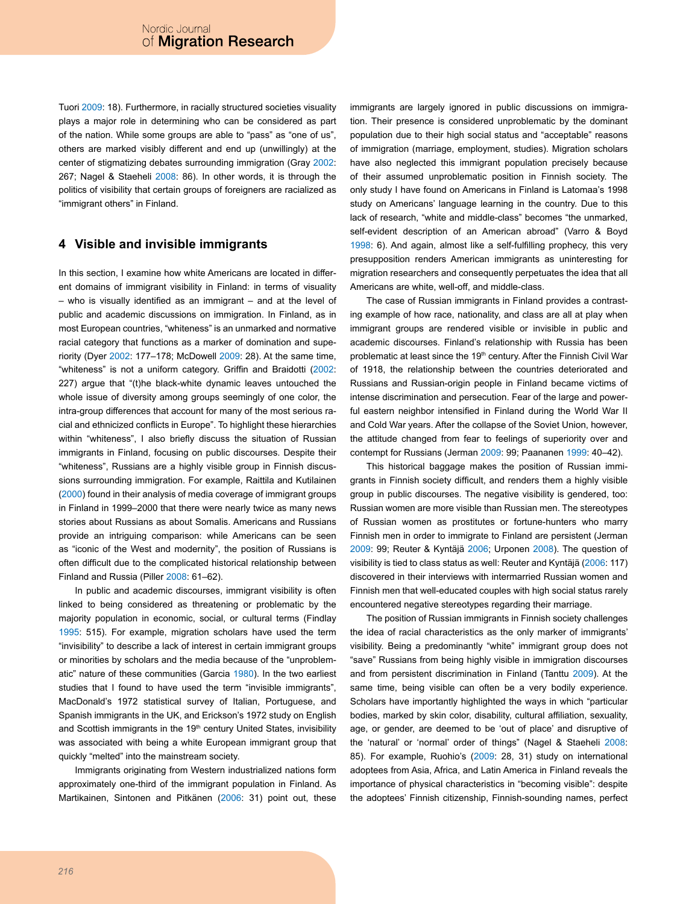Tuori 2009: 18). Furthermore, in racially structured societies visuality plays a major role in determining who can be considered as part of the nation. While some groups are able to "pass" as "one of us", others are marked visibly different and end up (unwillingly) at the center of stigmatizing debates surrounding immigration (Gray 2002: 267; Nagel & Staeheli 2008: 86). In other words, it is through the politics of visibility that certain groups of foreigners are racialized as "immigrant others" in Finland.

## 4 Visible and invisible immigrants

In this section, I examine how white Americans are located in different domains of immigrant visibility in Finland: in terms of visuality – who is visually identified as an immigrant – and at the level of public and academic discussions on immigration. In Finland, as in most European countries, "whiteness" is an unmarked and normative racial category that functions as a marker of domination and superiority (Dyer 2002: 177–178; McDowell 2009: 28). At the same time, "whiteness" is not a uniform category. Griffin and Braidotti (2002: 227) argue that "(t)he black-white dynamic leaves untouched the whole issue of diversity among groups seemingly of one color, the intra-group differences that account for many of the most serious racial and ethnicized conflicts in Europe". To highlight these hierarchies within "whiteness", I also briefly discuss the situation of Russian immigrants in Finland, focusing on public discourses. Despite their "whiteness", Russians are a highly visible group in Finnish discussions surrounding immigration. For example, Raittila and Kutilainen (2000) found in their analysis of media coverage of immigrant groups in Finland in 1999–2000 that there were nearly twice as many news stories about Russians as about Somalis. Americans and Russians provide an intriguing comparison: while Americans can be seen as "iconic of the West and modernity", the position of Russians is often difficult due to the complicated historical relationship between Finland and Russia (Piller 2008: 61–62).

In public and academic discourses, immigrant visibility is often linked to being considered as threatening or problematic by the majority population in economic, social, or cultural terms (Findlay 1995: 515). For example, migration scholars have used the term "invisibility" to describe a lack of interest in certain immigrant groups or minorities by scholars and the media because of the "unproblematic" nature of these communities (Garcia 1980). In the two earliest studies that I found to have used the term "invisible immigrants", MacDonald's 1972 statistical survey of Italian, Portuguese, and Spanish immigrants in the UK, and Erickson's 1972 study on English and Scottish immigrants in the 19th century United States, invisibility was associated with being a white European immigrant group that quickly "melted" into the mainstream society.

Immigrants originating from Western industrialized nations form approximately one-third of the immigrant population in Finland. As Martikainen, Sintonen and Pitkänen (2006: 31) point out, these immigrants are largely ignored in public discussions on immigration. Their presence is considered unproblematic by the dominant population due to their high social status and "acceptable" reasons of immigration (marriage, employment, studies). Migration scholars have also neglected this immigrant population precisely because of their assumed unproblematic position in Finnish society. The only study I have found on Americans in Finland is Latomaa's 1998 study on Americans' language learning in the country. Due to this lack of research, "white and middle-class" becomes "the unmarked, self-evident description of an American abroad" (Varro & Boyd 1998: 6). And again, almost like a self-fulfilling prophecy, this very presupposition renders American immigrants as uninteresting for migration researchers and consequently perpetuates the idea that all Americans are white, well-off, and middle-class.

The case of Russian immigrants in Finland provides a contrasting example of how race, nationality, and class are all at play when immigrant groups are rendered visible or invisible in public and academic discourses. Finland's relationship with Russia has been problematic at least since the 19th century. After the Finnish Civil War of 1918, the relationship between the countries deteriorated and Russians and Russian-origin people in Finland became victims of intense discrimination and persecution. Fear of the large and powerful eastern neighbor intensified in Finland during the World War II and Cold War years. After the collapse of the Soviet Union, however, the attitude changed from fear to feelings of superiority over and contempt for Russians (Jerman 2009: 99; Paananen 1999: 40–42).

This historical baggage makes the position of Russian immigrants in Finnish society difficult, and renders them a highly visible group in public discourses. The negative visibility is gendered, too: Russian women are more visible than Russian men. The stereotypes of Russian women as prostitutes or fortune-hunters who marry Finnish men in order to immigrate to Finland are persistent (Jerman 2009: 99; Reuter & Kyntäjä 2006; Urponen 2008). The question of visibility is tied to class status as well: Reuter and Kyntäjä (2006: 117) discovered in their interviews with intermarried Russian women and Finnish men that well-educated couples with high social status rarely encountered negative stereotypes regarding their marriage.

The position of Russian immigrants in Finnish society challenges the idea of racial characteristics as the only marker of immigrants' visibility. Being a predominantly "white" immigrant group does not "save" Russians from being highly visible in immigration discourses and from persistent discrimination in Finland (Tanttu 2009). At the same time, being visible can often be a very bodily experience. Scholars have importantly highlighted the ways in which "particular bodies, marked by skin color, disability, cultural affiliation, sexuality, age, or gender, are deemed to be 'out of place' and disruptive of the 'natural' or 'normal' order of things" (Nagel & Staeheli 2008: 85). For example, Ruohio's (2009: 28, 31) study on international adoptees from Asia, Africa, and Latin America in Finland reveals the importance of physical characteristics in "becoming visible": despite the adoptees' Finnish citizenship, Finnish-sounding names, perfect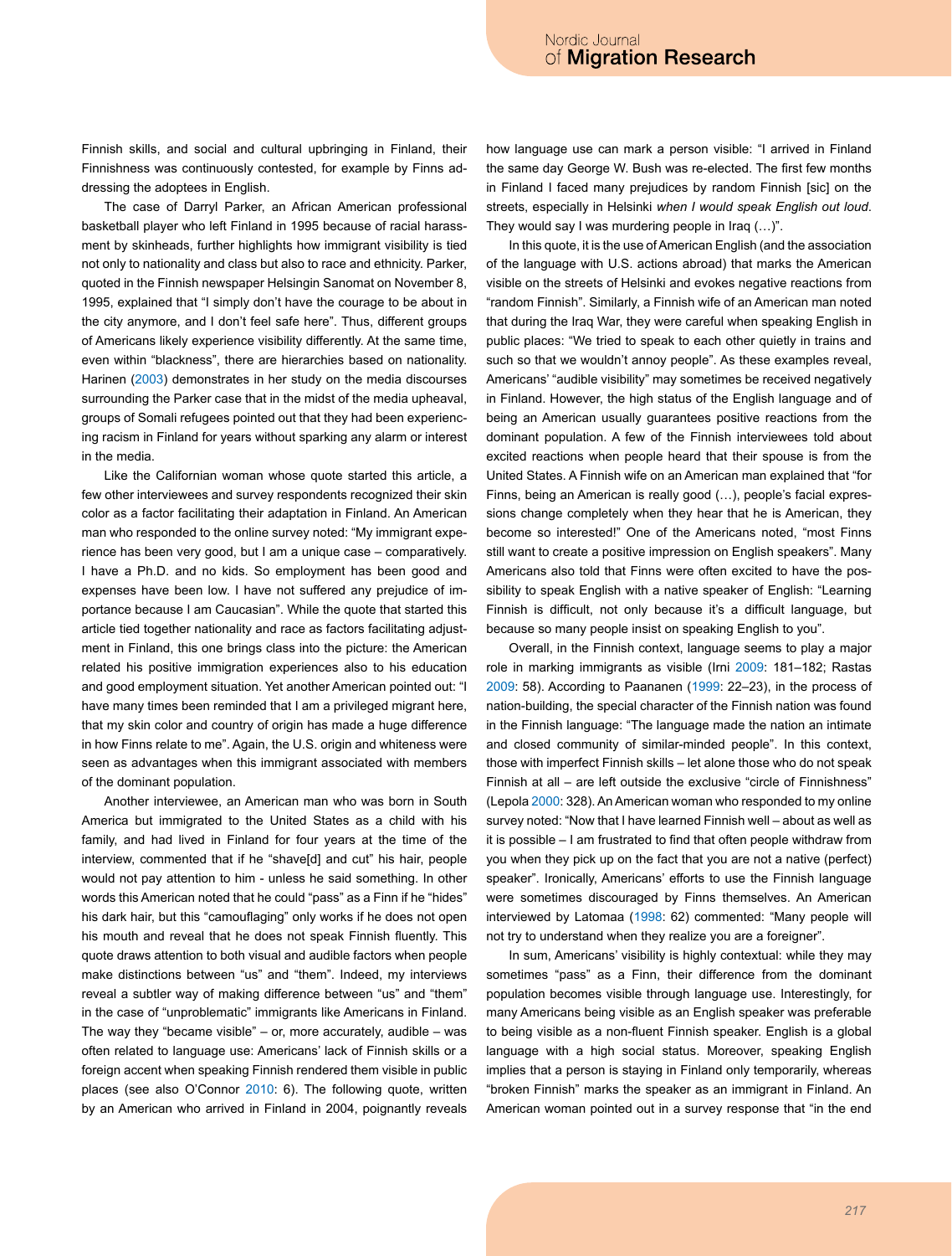Finnish skills, and social and cultural upbringing in Finland, their Finnishness was continuously contested, for example by Finns addressing the adoptees in English.

The case of Darryl Parker, an African American professional basketball player who left Finland in 1995 because of racial harassment by skinheads, further highlights how immigrant visibility is tied not only to nationality and class but also to race and ethnicity. Parker, quoted in the Finnish newspaper Helsingin Sanomat on November 8, 1995, explained that "I simply don't have the courage to be about in the city anymore, and I don't feel safe here". Thus, different groups of Americans likely experience visibility differently. At the same time, even within "blackness", there are hierarchies based on nationality. Harinen (2003) demonstrates in her study on the media discourses surrounding the Parker case that in the midst of the media upheaval, groups of Somali refugees pointed out that they had been experiencing racism in Finland for years without sparking any alarm or interest in the media.

Like the Californian woman whose quote started this article, a few other interviewees and survey respondents recognized their skin color as a factor facilitating their adaptation in Finland. An American man who responded to the online survey noted: "My immigrant experience has been very good, but I am a unique case – comparatively. I have a Ph.D. and no kids. So employment has been good and expenses have been low. I have not suffered any prejudice of importance because I am Caucasian". While the quote that started this article tied together nationality and race as factors facilitating adjustment in Finland, this one brings class into the picture: the American related his positive immigration experiences also to his education and good employment situation. Yet another American pointed out: "I have many times been reminded that I am a privileged migrant here, that my skin color and country of origin has made a huge difference in how Finns relate to me". Again, the U.S. origin and whiteness were seen as advantages when this immigrant associated with members of the dominant population.

Another interviewee, an American man who was born in South America but immigrated to the United States as a child with his family, and had lived in Finland for four years at the time of the interview, commented that if he "shave[d] and cut" his hair, people would not pay attention to him - unless he said something. In other words this American noted that he could "pass" as a Finn if he "hides" his dark hair, but this "camouflaging" only works if he does not open his mouth and reveal that he does not speak Finnish fluently. This quote draws attention to both visual and audible factors when people make distinctions between "us" and "them". Indeed, my interviews reveal a subtler way of making difference between "us" and "them" in the case of "unproblematic" immigrants like Americans in Finland. The way they "became visible" – or, more accurately, audible – was often related to language use: Americans' lack of Finnish skills or a foreign accent when speaking Finnish rendered them visible in public places (see also O'Connor 2010: 6). The following quote, written by an American who arrived in Finland in 2004, poignantly reveals how language use can mark a person visible: "I arrived in Finland the same day George W. Bush was re-elected. The first few months in Finland I faced many prejudices by random Finnish [sic] on the streets, especially in Helsinki *when I would speak English out loud*. They would say I was murdering people in Iraq (…)".

In this quote, it is the use of American English (and the association of the language with U.S. actions abroad) that marks the American visible on the streets of Helsinki and evokes negative reactions from "random Finnish". Similarly, a Finnish wife of an American man noted that during the Iraq War, they were careful when speaking English in public places: "We tried to speak to each other quietly in trains and such so that we wouldn't annoy people". As these examples reveal, Americans' "audible visibility" may sometimes be received negatively in Finland. However, the high status of the English language and of being an American usually guarantees positive reactions from the dominant population. A few of the Finnish interviewees told about excited reactions when people heard that their spouse is from the United States. A Finnish wife on an American man explained that "for Finns, being an American is really good (…), people's facial expressions change completely when they hear that he is American, they become so interested!" One of the Americans noted, "most Finns still want to create a positive impression on English speakers". Many Americans also told that Finns were often excited to have the possibility to speak English with a native speaker of English: "Learning Finnish is difficult, not only because it's a difficult language, but because so many people insist on speaking English to you".

Overall, in the Finnish context, language seems to play a major role in marking immigrants as visible (Irni 2009: 181–182; Rastas 2009: 58). According to Paananen (1999: 22–23), in the process of nation-building, the special character of the Finnish nation was found in the Finnish language: "The language made the nation an intimate and closed community of similar-minded people". In this context, those with imperfect Finnish skills – let alone those who do not speak Finnish at all – are left outside the exclusive "circle of Finnishness" (Lepola 2000: 328). An American woman who responded to my online survey noted: "Now that I have learned Finnish well – about as well as it is possible – I am frustrated to find that often people withdraw from you when they pick up on the fact that you are not a native (perfect) speaker". Ironically, Americans' efforts to use the Finnish language were sometimes discouraged by Finns themselves. An American interviewed by Latomaa (1998: 62) commented: "Many people will not try to understand when they realize you are a foreigner".

In sum, Americans' visibility is highly contextual: while they may sometimes "pass" as a Finn, their difference from the dominant population becomes visible through language use. Interestingly, for many Americans being visible as an English speaker was preferable to being visible as a non-fluent Finnish speaker. English is a global language with a high social status. Moreover, speaking English implies that a person is staying in Finland only temporarily, whereas "broken Finnish" marks the speaker as an immigrant in Finland. An American woman pointed out in a survey response that "in the end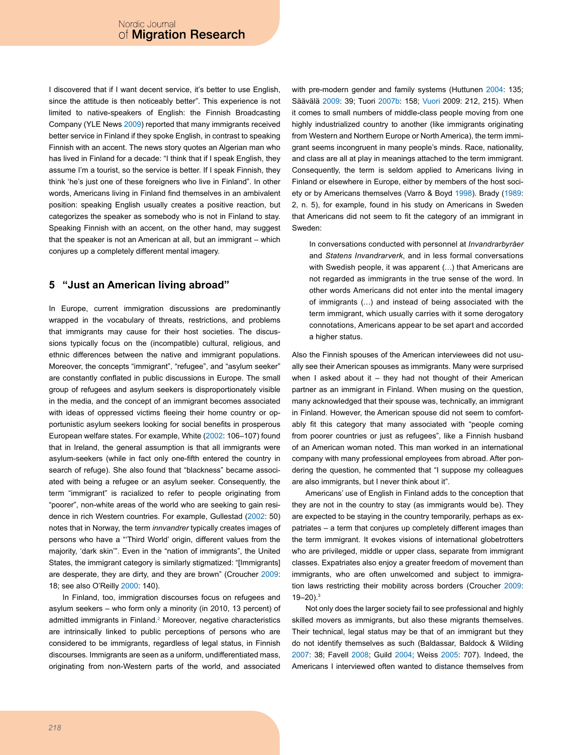I discovered that if I want decent service, it's better to use English, since the attitude is then noticeably better". This experience is not limited to native-speakers of English: the Finnish Broadcasting Company (YLE News 2009) reported that many immigrants received better service in Finland if they spoke English, in contrast to speaking Finnish with an accent. The news story quotes an Algerian man who has lived in Finland for a decade: "I think that if I speak English, they assume I'm a tourist, so the service is better. If I speak Finnish, they think 'he's just one of these foreigners who live in Finland". In other words, Americans living in Finland find themselves in an ambivalent position: speaking English usually creates a positive reaction, but categorizes the speaker as somebody who is not in Finland to stay. Speaking Finnish with an accent, on the other hand, may suggest that the speaker is not an American at all, but an immigrant – which conjures up a completely different mental imagery.

## 5 "Just an American living abroad"

In Europe, current immigration discussions are predominantly wrapped in the vocabulary of threats, restrictions, and problems that immigrants may cause for their host societies. The discussions typically focus on the (incompatible) cultural, religious, and ethnic differences between the native and immigrant populations. Moreover, the concepts "immigrant", "refugee", and "asylum seeker" are constantly conflated in public discussions in Europe. The small group of refugees and asylum seekers is disproportionately visible in the media, and the concept of an immigrant becomes associated with ideas of oppressed victims fleeing their home country or opportunistic asylum seekers looking for social benefits in prosperous European welfare states. For example, White (2002: 106–107) found that in Ireland, the general assumption is that all immigrants were asylum-seekers (while in fact only one-fifth entered the country in search of refuge). She also found that "blackness" became associated with being a refugee or an asylum seeker. Consequently, the term "immigrant" is racialized to refer to people originating from "poorer", non-white areas of the world who are seeking to gain residence in rich Western countries. For example, Gullestad (2002: 50) notes that in Norway, the term *innvandrer* typically creates images of persons who have a "'Third World' origin, different values from the majority, 'dark skin'". Even in the "nation of immigrants", the United States, the immigrant category is similarly stigmatized: "[Immigrants] are desperate, they are dirty, and they are brown" (Croucher 2009: 18; see also O'Reilly 2000: 140).

In Finland, too, immigration discourses focus on refugees and asylum seekers – who form only a minority (in 2010, 13 percent) of admitted immigrants in Finland.[2] Moreover, negative characteristics are intrinsically linked to public perceptions of persons who are considered to be immigrants, regardless of legal status, in Finnish discourses. Immigrants are seen as a uniform, undifferentiated mass, originating from non-Western parts of the world, and associated with pre-modern gender and family systems (Huttunen 2004: 135; Säävälä 2009: 39; Tuori 2007b: 158; Vuori 2009: 212, 215). When it comes to small numbers of middle-class people moving from one highly industrialized country to another (like immigrants originating from Western and Northern Europe or North America), the term immigrant seems incongruent in many people's minds. Race, nationality, and class are all at play in meanings attached to the term immigrant. Consequently, the term is seldom applied to Americans living in Finland or elsewhere in Europe, either by members of the host society or by Americans themselves (Varro & Boyd 1998). Brady (1989: 2, n. 5), for example, found in his study on Americans in Sweden that Americans did not seem to fit the category of an immigrant in Sweden:

> In conversations conducted with personnel at *Invandrarbyråer* and *Statens Invandrarverk*, and in less formal conversations with Swedish people, it was apparent (…) that Americans are not regarded as immigrants in the true sense of the word. In other words Americans did not enter into the mental imagery of immigrants (…) and instead of being associated with the term immigrant, which usually carries with it some derogatory connotations, Americans appear to be set apart and accorded a higher status.

Also the Finnish spouses of the American interviewees did not usually see their American spouses as immigrants. Many were surprised when I asked about it – they had not thought of their American partner as an immigrant in Finland. When musing on the question, many acknowledged that their spouse was, technically, an immigrant in Finland. However, the American spouse did not seem to comfortably fit this category that many associated with "people coming from poorer countries or just as refugees", like a Finnish husband of an American woman noted. This man worked in an international company with many professional employees from abroad. After pondering the question, he commented that "I suppose my colleagues are also immigrants, but I never think about it".

Americans' use of English in Finland adds to the conception that they are not in the country to stay (as immigrants would be). They are expected to be staying in the country temporarily, perhaps as expatriates – a term that conjures up completely different images than the term immigrant. It evokes visions of international globetrotters who are privileged, middle or upper class, separate from immigrant classes. Expatriates also enjoy a greater freedom of movement than immigrants, who are often unwelcomed and subject to immigration laws restricting their mobility across borders (Croucher 2009: 19–20).[3]

Not only does the larger society fail to see professional and highly skilled movers as immigrants, but also these migrants themselves. Their technical, legal status may be that of an immigrant but they do not identify themselves as such (Baldassar, Baldock & Wilding 2007: 38; Favell 2008; Guild 2004; Weiss 2005: 707). Indeed, the Americans I interviewed often wanted to distance themselves from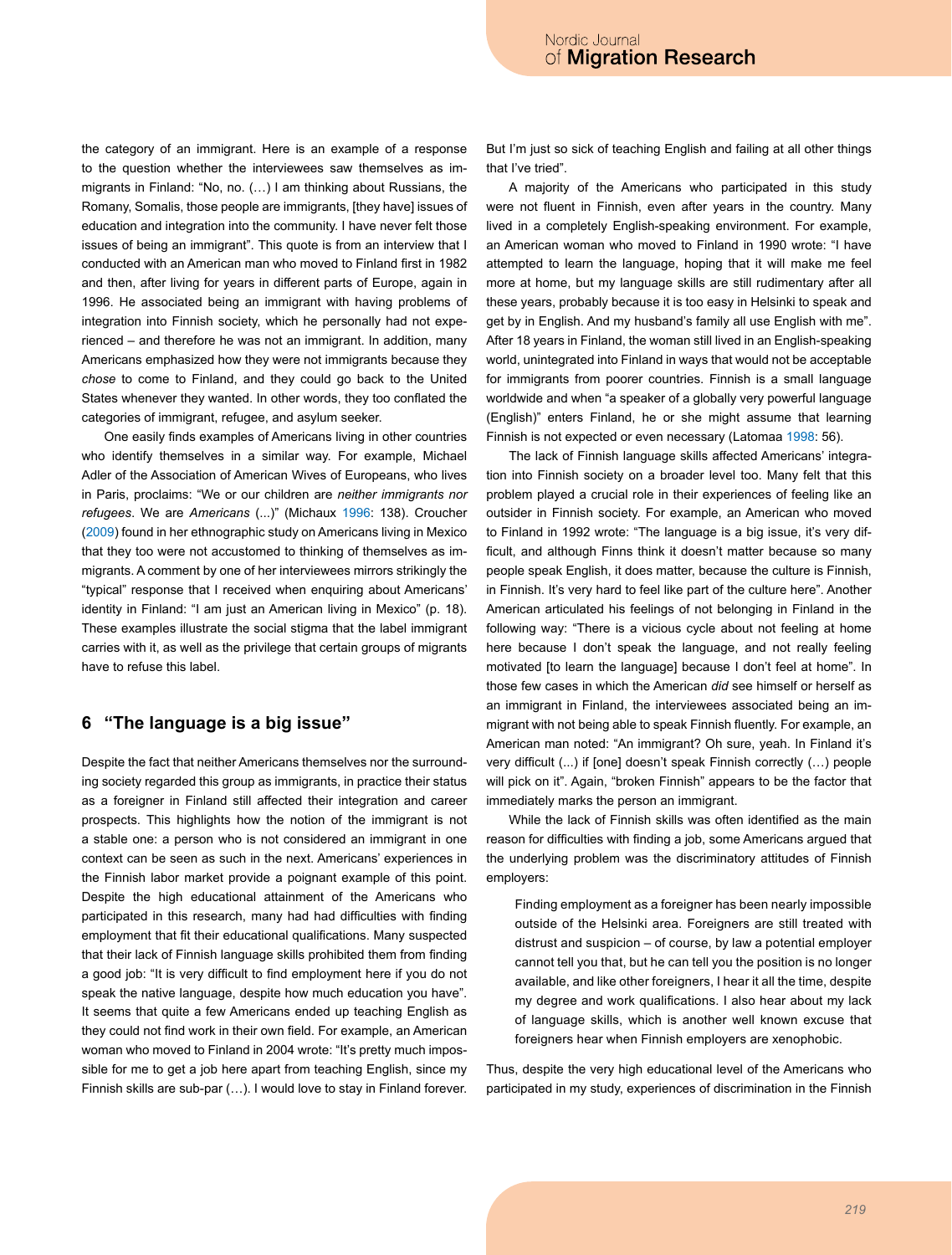the category of an immigrant. Here is an example of a response to the question whether the interviewees saw themselves as immigrants in Finland: "No, no. (…) I am thinking about Russians, the Romany, Somalis, those people are immigrants, [they have] issues of education and integration into the community. I have never felt those issues of being an immigrant". This quote is from an interview that I conducted with an American man who moved to Finland first in 1982 and then, after living for years in different parts of Europe, again in 1996. He associated being an immigrant with having problems of integration into Finnish society, which he personally had not experienced – and therefore he was not an immigrant. In addition, many Americans emphasized how they were not immigrants because they *chose* to come to Finland, and they could go back to the United States whenever they wanted. In other words, they too conflated the categories of immigrant, refugee, and asylum seeker.

One easily finds examples of Americans living in other countries who identify themselves in a similar way. For example, Michael Adler of the Association of American Wives of Europeans, who lives in Paris, proclaims: "We or our children are *neither immigrants nor refugees*. We are *Americans* (...)" (Michaux 1996: 138). Croucher (2009) found in her ethnographic study on Americans living in Mexico that they too were not accustomed to thinking of themselves as immigrants. A comment by one of her interviewees mirrors strikingly the "typical" response that I received when enquiring about Americans' identity in Finland: "I am just an American living in Mexico" (p. 18). These examples illustrate the social stigma that the label immigrant carries with it, as well as the privilege that certain groups of migrants have to refuse this label.

## 6 "The language is a big issue"

Despite the fact that neither Americans themselves nor the surrounding society regarded this group as immigrants, in practice their status as a foreigner in Finland still affected their integration and career prospects. This highlights how the notion of the immigrant is not a stable one: a person who is not considered an immigrant in one context can be seen as such in the next. Americans' experiences in the Finnish labor market provide a poignant example of this point. Despite the high educational attainment of the Americans who participated in this research, many had had difficulties with finding employment that fit their educational qualifications. Many suspected that their lack of Finnish language skills prohibited them from finding a good job: "It is very difficult to find employment here if you do not speak the native language, despite how much education you have". It seems that quite a few Americans ended up teaching English as they could not find work in their own field. For example, an American woman who moved to Finland in 2004 wrote: "It's pretty much impossible for me to get a job here apart from teaching English, since my Finnish skills are sub-par (…). I would love to stay in Finland forever. But I'm just so sick of teaching English and failing at all other things that I've tried".

A majority of the Americans who participated in this study were not fluent in Finnish, even after years in the country. Many lived in a completely English-speaking environment. For example, an American woman who moved to Finland in 1990 wrote: "I have attempted to learn the language, hoping that it will make me feel more at home, but my language skills are still rudimentary after all these years, probably because it is too easy in Helsinki to speak and get by in English. And my husband's family all use English with me". After 18 years in Finland, the woman still lived in an English-speaking world, unintegrated into Finland in ways that would not be acceptable for immigrants from poorer countries. Finnish is a small language worldwide and when "a speaker of a globally very powerful language (English)" enters Finland, he or she might assume that learning Finnish is not expected or even necessary (Latomaa 1998: 56).

The lack of Finnish language skills affected Americans' integration into Finnish society on a broader level too. Many felt that this problem played a crucial role in their experiences of feeling like an outsider in Finnish society. For example, an American who moved to Finland in 1992 wrote: "The language is a big issue, it's very difficult, and although Finns think it doesn't matter because so many people speak English, it does matter, because the culture is Finnish, in Finnish. It's very hard to feel like part of the culture here". Another American articulated his feelings of not belonging in Finland in the following way: "There is a vicious cycle about not feeling at home here because I don't speak the language, and not really feeling motivated [to learn the language] because I don't feel at home". In those few cases in which the American *did* see himself or herself as an immigrant in Finland, the interviewees associated being an immigrant with not being able to speak Finnish fluently. For example, an American man noted: "An immigrant? Oh sure, yeah. In Finland it's very difficult (...) if [one] doesn't speak Finnish correctly (…) people will pick on it". Again, "broken Finnish" appears to be the factor that immediately marks the person an immigrant.

While the lack of Finnish skills was often identified as the main reason for difficulties with finding a job, some Americans argued that the underlying problem was the discriminatory attitudes of Finnish employers:

> Finding employment as a foreigner has been nearly impossible outside of the Helsinki area. Foreigners are still treated with distrust and suspicion – of course, by law a potential employer cannot tell you that, but he can tell you the position is no longer available, and like other foreigners, I hear it all the time, despite my degree and work qualifications. I also hear about my lack of language skills, which is another well known excuse that foreigners hear when Finnish employers are xenophobic.

Thus, despite the very high educational level of the Americans who participated in my study, experiences of discrimination in the Finnish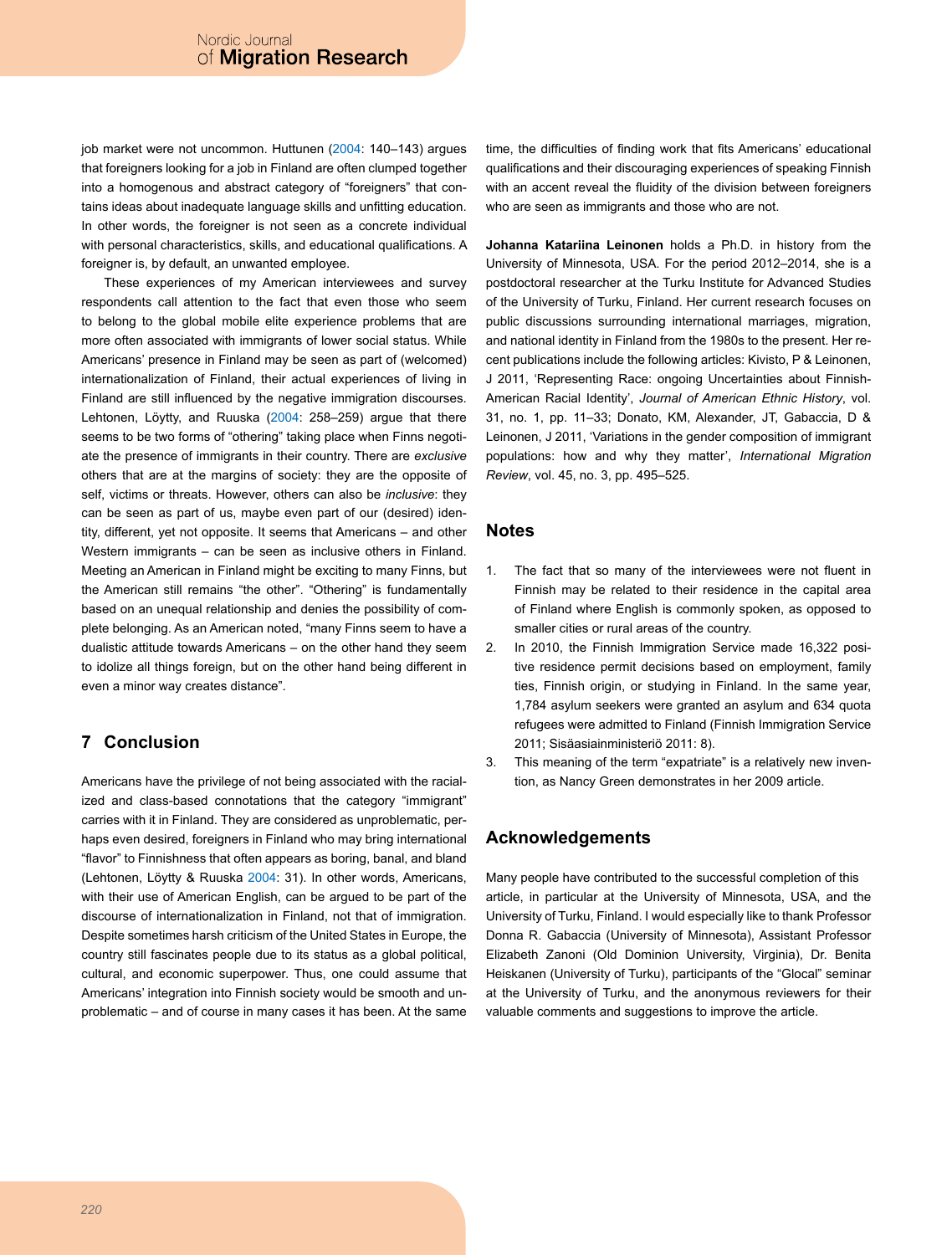job market were not uncommon. Huttunen (2004: 140–143) argues that foreigners looking for a job in Finland are often clumped together into a homogenous and abstract category of "foreigners" that contains ideas about inadequate language skills and unfitting education. In other words, the foreigner is not seen as a concrete individual with personal characteristics, skills, and educational qualifications. A foreigner is, by default, an unwanted employee.

These experiences of my American interviewees and survey respondents call attention to the fact that even those who seem to belong to the global mobile elite experience problems that are more often associated with immigrants of lower social status. While Americans' presence in Finland may be seen as part of (welcomed) internationalization of Finland, their actual experiences of living in Finland are still influenced by the negative immigration discourses. Lehtonen, Löytty, and Ruuska (2004: 258–259) argue that there seems to be two forms of "othering" taking place when Finns negotiate the presence of immigrants in their country. There are *exclusive* others that are at the margins of society: they are the opposite of self, victims or threats. However, others can also be *inclusive*: they can be seen as part of us, maybe even part of our (desired) identity, different, yet not opposite. It seems that Americans – and other Western immigrants – can be seen as inclusive others in Finland. Meeting an American in Finland might be exciting to many Finns, but the American still remains "the other". "Othering" is fundamentally based on an unequal relationship and denies the possibility of complete belonging. As an American noted, "many Finns seem to have a dualistic attitude towards Americans – on the other hand they seem to idolize all things foreign, but on the other hand being different in even a minor way creates distance".

## 7 Conclusion

Americans have the privilege of not being associated with the racialized and class-based connotations that the category "immigrant" carries with it in Finland. They are considered as unproblematic, perhaps even desired, foreigners in Finland who may bring international "flavor" to Finnishness that often appears as boring, banal, and bland (Lehtonen, Löytty & Ruuska 2004: 31). In other words, Americans, with their use of American English, can be argued to be part of the discourse of internationalization in Finland, not that of immigration. Despite sometimes harsh criticism of the United States in Europe, the country still fascinates people due to its status as a global political, cultural, and economic superpower. Thus, one could assume that Americans' integration into Finnish society would be smooth and unproblematic – and of course in many cases it has been. At the same time, the difficulties of finding work that fits Americans' educational qualifications and their discouraging experiences of speaking Finnish with an accent reveal the fluidity of the division between foreigners who are seen as immigrants and those who are not.

**Johanna Katariina Leinonen** holds a Ph.D. in history from the University of Minnesota, USA. For the period 2012–2014, she is a postdoctoral researcher at the Turku Institute for Advanced Studies of the University of Turku, Finland. Her current research focuses on public discussions surrounding international marriages, migration, and national identity in Finland from the 1980s to the present. Her recent publications include the following articles: Kivisto, P & Leinonen, J 2011, 'Representing Race: ongoing Uncertainties about Finnish-American Racial Identity', *Journal of American Ethnic History*, vol. 31, no. 1, pp. 11–33; Donato, KM, Alexander, JT, Gabaccia, D & Leinonen, J 2011, 'Variations in the gender composition of immigrant populations: how and why they matter', *International Migration Review*, vol. 45, no. 3, pp. 495–525.

## Notes

1. The fact that so many of the interviewees were not fluent in Finnish may be related to their residence in the capital area of Finland where English is commonly spoken, as opposed to smaller cities or rural areas of the country.
2. In 2010, the Finnish Immigration Service made 16,322 positive residence permit decisions based on employment, family ties, Finnish origin, or studying in Finland. In the same year, 1,784 asylum seekers were granted an asylum and 634 quota refugees were admitted to Finland (Finnish Immigration Service 2011; Sisäasiainministeriö 2011: 8).
3. This meaning of the term "expatriate" is a relatively new invention, as Nancy Green demonstrates in her 2009 article.

## Acknowledgements

Many people have contributed to the successful completion of this article, in particular at the University of Minnesota, USA, and the University of Turku, Finland. I would especially like to thank Professor Donna R. Gabaccia (University of Minnesota), Assistant Professor Elizabeth Zanoni (Old Dominion University, Virginia), Dr. Benita Heiskanen (University of Turku), participants of the "Glocal" seminar at the University of Turku, and the anonymous reviewers for their valuable comments and suggestions to improve the article.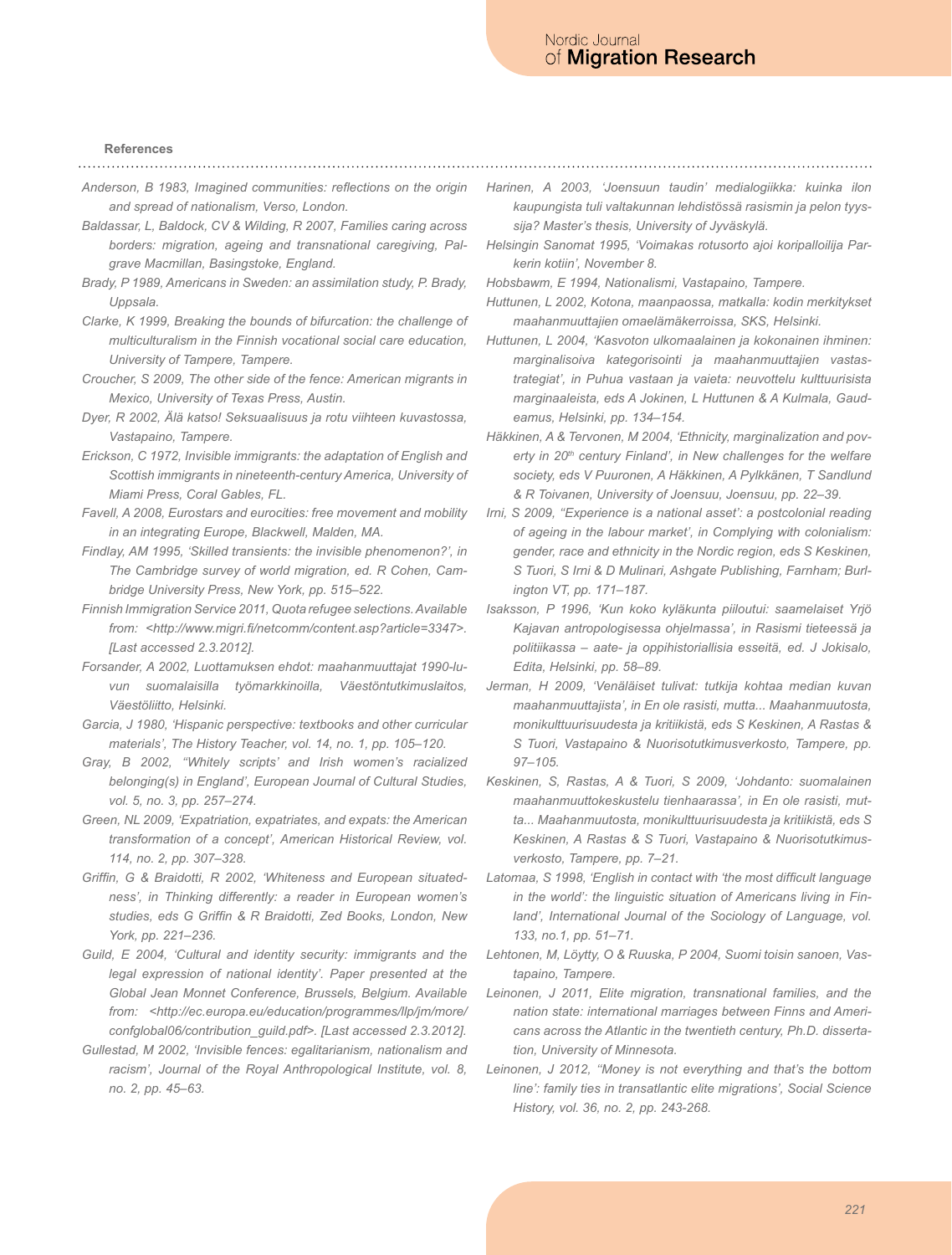**References**

*Anderson, B 1983, Imagined communities: reflections on the origin and spread of nationalism, Verso, London.*

*Baldassar, L, Baldock, CV & Wilding, R 2007, Families caring across borders: migration, ageing and transnational caregiving, Palgrave Macmillan, Basingstoke, England.*

*Brady, P 1989, Americans in Sweden: an assimilation study, P. Brady, Uppsala.*

*Clarke, K 1999, Breaking the bounds of bifurcation: the challenge of multiculturalism in the Finnish vocational social care education, University of Tampere, Tampere.*

*Croucher, S 2009, The other side of the fence: American migrants in Mexico, University of Texas Press, Austin.*

*Dyer, R 2002, Älä katso! Seksuaalisuus ja rotu viihteen kuvastossa, Vastapaino, Tampere.*

*Erickson, C 1972, Invisible immigrants: the adaptation of English and Scottish immigrants in nineteenth-century America, University of Miami Press, Coral Gables, FL.*

*Favell, A 2008, Eurostars and eurocities: free movement and mobility in an integrating Europe, Blackwell, Malden, MA.*

*Findlay, AM 1995, 'Skilled transients: the invisible phenomenon?', in The Cambridge survey of world migration, ed. R Cohen, Cambridge University Press, New York, pp. 515–522.*

*Finnish Immigration Service 2011, Quota refugee selections. Available from: <http://www.migri.fi/netcomm/content.asp?article=3347>. [Last accessed 2.3.2012].*

*Forsander, A 2002, Luottamuksen ehdot: maahanmuuttajat 1990-luvun suomalaisilla työmarkkinoilla, Väestöntutkimuslaitos, Väestöliitto, Helsinki.*

*Garcia, J 1980, 'Hispanic perspective: textbooks and other curricular materials', The History Teacher, vol. 14, no. 1, pp. 105–120.*

*Gray, B 2002, ''Whitely scripts' and Irish women's racialized belonging(s) in England', European Journal of Cultural Studies, vol. 5, no. 3, pp. 257–274.*

*Green, NL 2009, 'Expatriation, expatriates, and expats: the American transformation of a concept', American Historical Review, vol. 114, no. 2, pp. 307–328.*

*Griffin, G & Braidotti, R 2002, 'Whiteness and European situatedness', in Thinking differently: a reader in European women's studies, eds G Griffin & R Braidotti, Zed Books, London, New York, pp. 221–236.*

*Guild, E 2004, 'Cultural and identity security: immigrants and the legal expression of national identity'. Paper presented at the Global Jean Monnet Conference, Brussels, Belgium. Available from: <http://ec.europa.eu/education/programmes/llp/jm/more/confglobal06/contribution_guild.pdf>. [Last accessed 2.3.2012].*

*Gullestad, M 2002, 'Invisible fences: egalitarianism, nationalism and racism', Journal of the Royal Anthropological Institute, vol. 8, no. 2, pp. 45–63.*

*Harinen, A 2003, 'Joensuun taudin' medialogiikka: kuinka ilon kaupungista tuli valtakunnan lehdistössä rasismin ja pelon tyyssija? Master's thesis, University of Jyväskylä.*

*Helsingin Sanomat 1995, 'Voimakas rotusorto ajoi koripalloilija Parkerin kotiin', November 8.*

*Hobsbawm, E 1994, Nationalismi, Vastapaino, Tampere.*

*Huttunen, L 2002, Kotona, maanpaossa, matkalla: kodin merkitykset maahanmuuttajien omaelämäkerroissa, SKS, Helsinki.*

*Huttunen, L 2004, 'Kasvoton ulkomaalainen ja kokonainen ihminen: marginalisoiva kategorisointi ja maahanmuuttajien vastastrategiat', in Puhua vastaan ja vaieta: neuvottelu kulttuurisista marginaaleista, eds A Jokinen, L Huttunen & A Kulmala, Gaudeamus, Helsinki, pp. 134–154.*

*Häkkinen, A & Tervonen, M 2004, 'Ethnicity, marginalization and poverty in 20th century Finland', in New challenges for the welfare society, eds V Puuronen, A Häkkinen, A Pylkkänen, T Sandlund & R Toivanen, University of Joensuu, Joensuu, pp. 22–39.*

*Irni, S 2009, ''Experience is a national asset': a postcolonial reading of ageing in the labour market', in Complying with colonialism: gender, race and ethnicity in the Nordic region, eds S Keskinen, S Tuori, S Irni & D Mulinari, Ashgate Publishing, Farnham; Burlington VT, pp. 171–187.*

*Isaksson, P 1996, 'Kun koko kyläkunta piiloutui: saamelaiset Yrjö Kajavan antropologisessa ohjelmassa', in Rasismi tieteessä ja politiikassa – aate- ja oppihistoriallisia esseitä, ed. J Jokisalo, Edita, Helsinki, pp. 58–89.*

*Jerman, H 2009, 'Venäläiset tulivat: tutkija kohtaa median kuvan maahanmuuttajista', in En ole rasisti, mutta... Maahanmuutosta, monikulttuurisuudesta ja kritiikistä, eds S Keskinen, A Rastas & S Tuori, Vastapaino & Nuorisotutkimusverkosto, Tampere, pp. 97–105.*

*Keskinen, S, Rastas, A & Tuori, S 2009, 'Johdanto: suomalainen maahanmuuttokeskustelu tienhaarassa', in En ole rasisti, mutta... Maahanmuutosta, monikulttuurisuudesta ja kritiikistä, eds S Keskinen, A Rastas & S Tuori, Vastapaino & Nuorisotutkimusverkosto, Tampere, pp. 7–21.*

*Latomaa, S 1998, 'English in contact with 'the most difficult language in the world': the linguistic situation of Americans living in Finland', International Journal of the Sociology of Language, vol. 133, no.1, pp. 51–71.*

*Lehtonen, M, Löytty, O & Ruuska, P 2004, Suomi toisin sanoen, Vastapaino, Tampere.*

*Leinonen, J 2011, Elite migration, transnational families, and the nation state: international marriages between Finns and Americans across the Atlantic in the twentieth century, Ph.D. dissertation, University of Minnesota.*

*Leinonen, J 2012, ''Money is not everything and that's the bottom line': family ties in transatlantic elite migrations', Social Science History, vol. 36, no. 2, pp. 243-268.*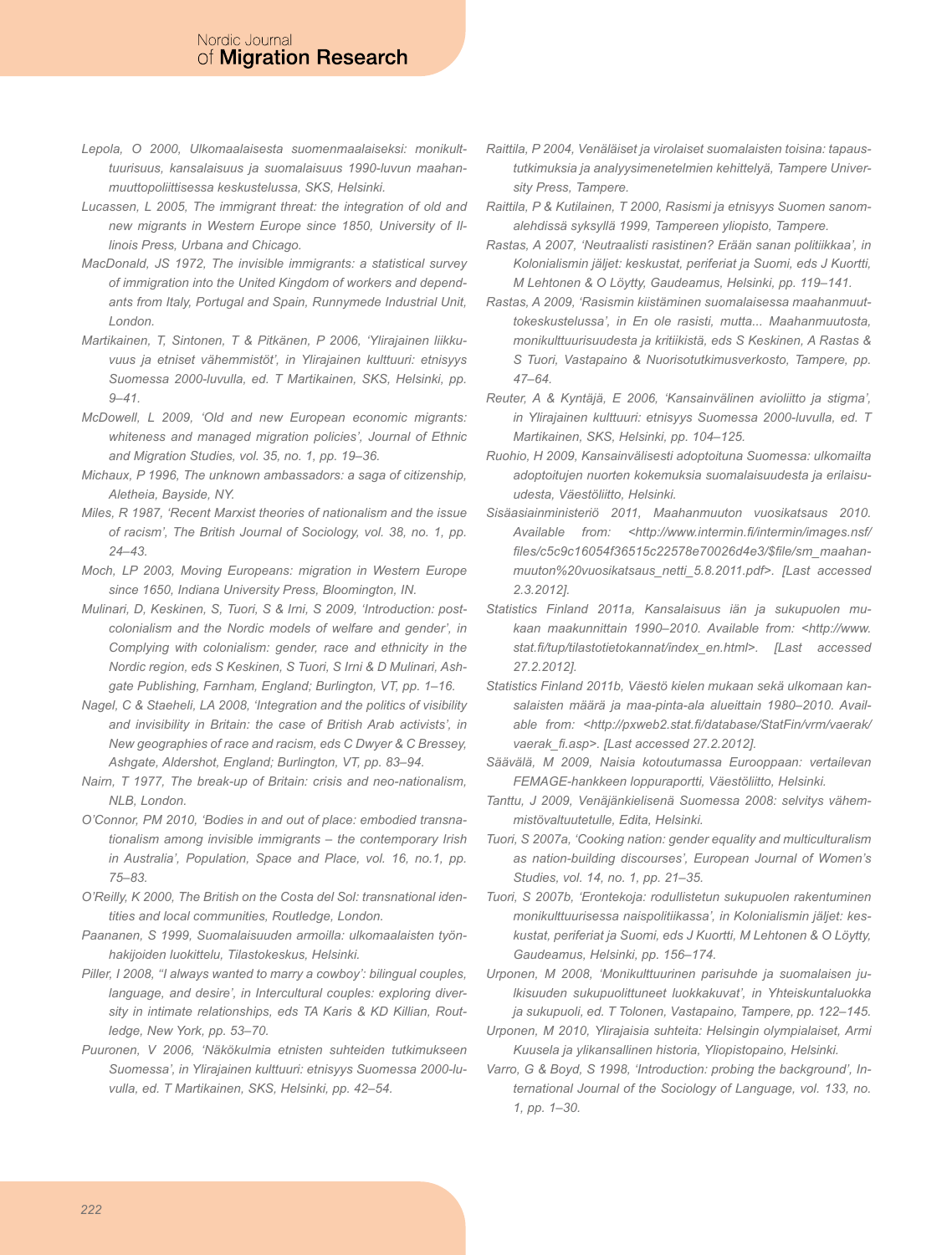Lepola, O 2000, Ulkomaalaisesta suomenmaalaiseksi: monikulttuurisuus, kansalaisuus ja suomalaisuus 1990-luvun maahanmuuttopoliittisessa keskustelussa, SKS, Helsinki.

Lucassen, L 2005, The immigrant threat: the integration of old and new migrants in Western Europe since 1850, University of Illinois Press, Urbana and Chicago.

MacDonald, JS 1972, The invisible immigrants: a statistical survey of immigration into the United Kingdom of workers and dependants from Italy, Portugal and Spain, Runnymede Industrial Unit, London.

Martikainen, T, Sintonen, T & Pitkänen, P 2006, 'Ylirajainen liikkuvuus ja etniset vähemmistöt', in Ylirajainen kulttuuri: etnisyys Suomessa 2000-luvulla, ed. T Martikainen, SKS, Helsinki, pp. 9–41.

McDowell, L 2009, 'Old and new European economic migrants: whiteness and managed migration policies', Journal of Ethnic and Migration Studies, vol. 35, no. 1, pp. 19–36.

Michaux, P 1996, The unknown ambassadors: a saga of citizenship, Aletheia, Bayside, NY.

Miles, R 1987, 'Recent Marxist theories of nationalism and the issue of racism', The British Journal of Sociology, vol. 38, no. 1, pp. 24–43.

Moch, LP 2003, Moving Europeans: migration in Western Europe since 1650, Indiana University Press, Bloomington, IN.

Mulinari, D, Keskinen, S, Tuori, S & Irni, S 2009, 'Introduction: postcolonialism and the Nordic models of welfare and gender', in Complying with colonialism: gender, race and ethnicity in the Nordic region, eds S Keskinen, S Tuori, S Irni & D Mulinari, Ashgate Publishing, Farnham, England; Burlington, VT, pp. 1–16.

Nagel, C & Staeheli, LA 2008, 'Integration and the politics of visibility and invisibility in Britain: the case of British Arab activists', in New geographies of race and racism, eds C Dwyer & C Bressey, Ashgate, Aldershot, England; Burlington, VT, pp. 83–94.

Nairn, T 1977, The break-up of Britain: crisis and neo-nationalism, NLB, London.

O'Connor, PM 2010, 'Bodies in and out of place: embodied transnationalism among invisible immigrants – the contemporary Irish in Australia', Population, Space and Place, vol. 16, no.1, pp. 75–83.

O'Reilly, K 2000, The British on the Costa del Sol: transnational identities and local communities, Routledge, London.

Paananen, S 1999, Suomalaisuuden armoilla: ulkomaalaisten työnhakijoiden luokittelu, Tilastokeskus, Helsinki.

Piller, I 2008, ''I always wanted to marry a cowboy': bilingual couples, language, and desire', in Intercultural couples: exploring diversity in intimate relationships, eds TA Karis & KD Killian, Routledge, New York, pp. 53–70.

Puuronen, V 2006, 'Näkökulmia etnisten suhteiden tutkimukseen Suomessa', in Ylirajainen kulttuuri: etnisyys Suomessa 2000-luvulla, ed. T Martikainen, SKS, Helsinki, pp. 42–54.

Raittila, P 2004, Venäläiset ja virolaiset suomalaisten toisina: tapaustutkimuksia ja analyysimenetelmien kehittelyä, Tampere University Press, Tampere.

Raittila, P & Kutilainen, T 2000, Rasismi ja etnisyys Suomen sanomalehdissä syksyllä 1999, Tampereen yliopisto, Tampere.

Rastas, A 2007, 'Neutraalisti rasistinen? Erään sanan politiikkaa', in Kolonialismin jäljet: keskustat, periferiat ja Suomi, eds J Kuortti, M Lehtonen & O Löytty, Gaudeamus, Helsinki, pp. 119–141.

Rastas, A 2009, 'Rasismin kiistäminen suomalaisessa maahanmuuttokeskustelussa', in En ole rasisti, mutta... Maahanmuutosta, monikulttuurisuudesta ja kritiikistä, eds S Keskinen, A Rastas & S Tuori, Vastapaino & Nuorisotutkimusverkosto, Tampere, pp. 47–64.

Reuter, A & Kyntäjä, E 2006, 'Kansainvälinen avioliitto ja stigma', in Ylirajainen kulttuuri: etnisyys Suomessa 2000-luvulla, ed. T Martikainen, SKS, Helsinki, pp. 104–125.

Ruohio, H 2009, Kansainvälisesti adoptoituna Suomessa: ulkomailta adoptoitujen nuorten kokemuksia suomalaisuudesta ja erilaisuudesta, Väestöliitto, Helsinki.

Sisäasiainministeriö 2011, Maahanmuuton vuosikatsaus 2010. Available from: <http://www.intermin.fi/intermin/images.nsf/files/c5c9c16054f36515c22578e70026d4e3/$file/sm_maahanmuuton%20vuosikatsaus_netti_5.8.2011.pdf>. [Last accessed 2.3.2012].

Statistics Finland 2011a, Kansalaisuus iän ja sukupuolen mukaan maakunnittain 1990–2010. Available from: <http://www.stat.fi/tup/tilastotietokannat/index_en.html>. [Last accessed 27.2.2012].

Statistics Finland 2011b, Väestö kielen mukaan sekä ulkomaan kansalaisten määrä ja maa-pinta-ala alueittain 1980–2010. Available from: <http://pxweb2.stat.fi/database/StatFin/vrm/vaerak/vaerak_fi.asp>. [Last accessed 27.2.2012].

Säävälä, M 2009, Naisia kotoutumassa Eurooppaan: vertailevan FEMAGE-hankkeen loppuraportti, Väestöliitto, Helsinki.

Tanttu, J 2009, Venäjänkielisenä Suomessa 2008: selvitys vähemmistövaltuutetulle, Edita, Helsinki.

Tuori, S 2007a, 'Cooking nation: gender equality and multiculturalism as nation-building discourses', European Journal of Women's Studies, vol. 14, no. 1, pp. 21–35.

Tuori, S 2007b, 'Erontekoja: rodullistetun sukupuolen rakentuminen monikulttuurisessa naispolitiikassa', in Kolonialismin jäljet: keskustat, periferiat ja Suomi, eds J Kuortti, M Lehtonen & O Löytty, Gaudeamus, Helsinki, pp. 156–174.

Urponen, M 2008, 'Monikulttuurinen parisuhde ja suomalaisen julkisuuden sukupuolittuneet luokkakuvat', in Yhteiskuntaluokka ja sukupuoli, ed. T Tolonen, Vastapaino, Tampere, pp. 122–145.

Urponen, M 2010, Ylirajaisia suhteita: Helsingin olympialaiset, Armi Kuusela ja ylikansallinen historia, Yliopistopaino, Helsinki.

Varro, G & Boyd, S 1998, 'Introduction: probing the background', International Journal of the Sociology of Language, vol. 133, no. 1, pp. 1–30.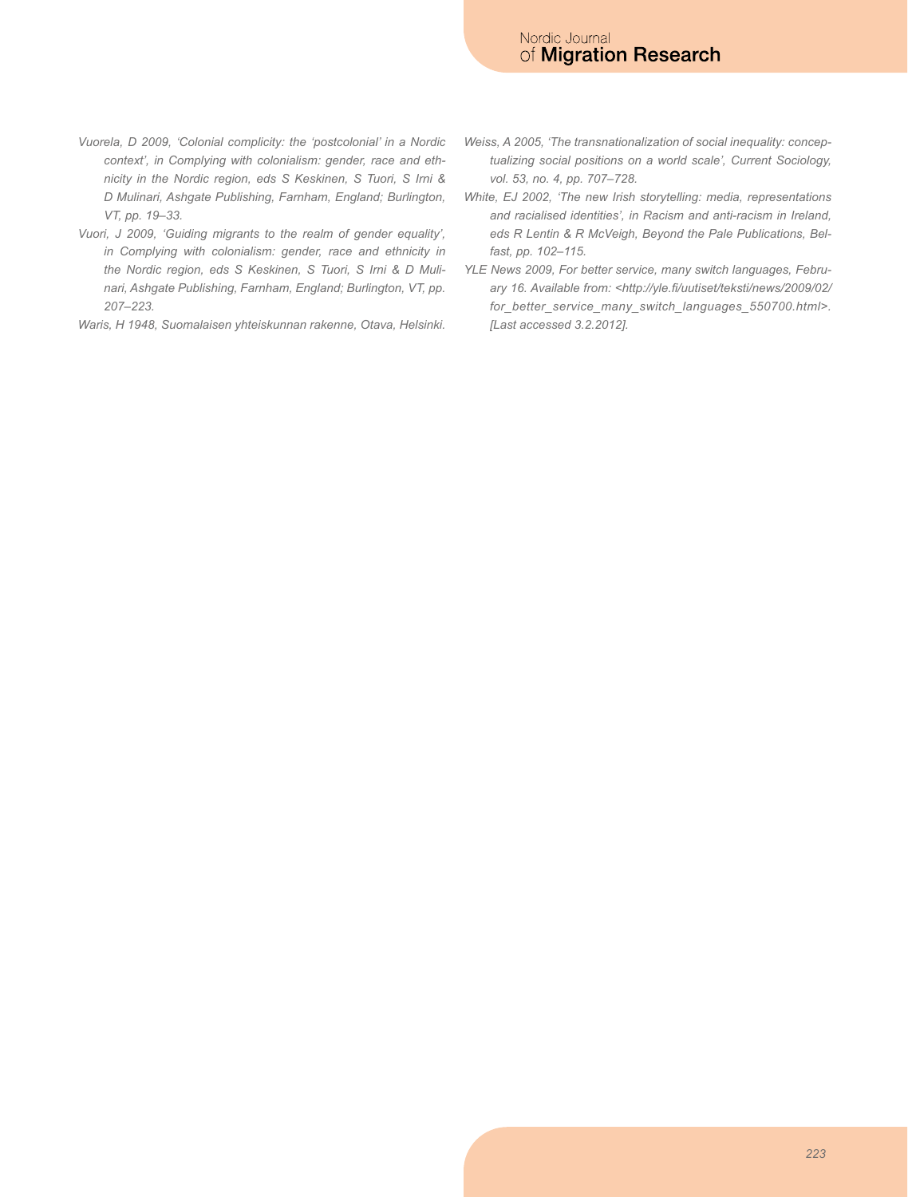*Vuorela, D 2009, 'Colonial complicity: the 'postcolonial' in a Nordic context', in Complying with colonialism: gender, race and ethnicity in the Nordic region, eds S Keskinen, S Tuori, S Irni & D Mulinari, Ashgate Publishing, Farnham, England; Burlington, VT, pp. 19–33.*

*Vuori, J 2009, 'Guiding migrants to the realm of gender equality', in Complying with colonialism: gender, race and ethnicity in the Nordic region, eds S Keskinen, S Tuori, S Irni & D Mulinari, Ashgate Publishing, Farnham, England; Burlington, VT, pp. 207–223.*

*Waris, H 1948, Suomalaisen yhteiskunnan rakenne, Otava, Helsinki.*

*Weiss, A 2005, 'The transnationalization of social inequality: conceptualizing social positions on a world scale', Current Sociology, vol. 53, no. 4, pp. 707–728.*

*White, EJ 2002, 'The new Irish storytelling: media, representations and racialised identities', in Racism and anti-racism in Ireland, eds R Lentin & R McVeigh, Beyond the Pale Publications, Belfast, pp. 102–115.*

*YLE News 2009, For better service, many switch languages, February 16. Available from: <http://yle.fi/uutiset/teksti/news/2009/02/for_better_service_many_switch_languages_550700.html>. [Last accessed 3.2.2012].*